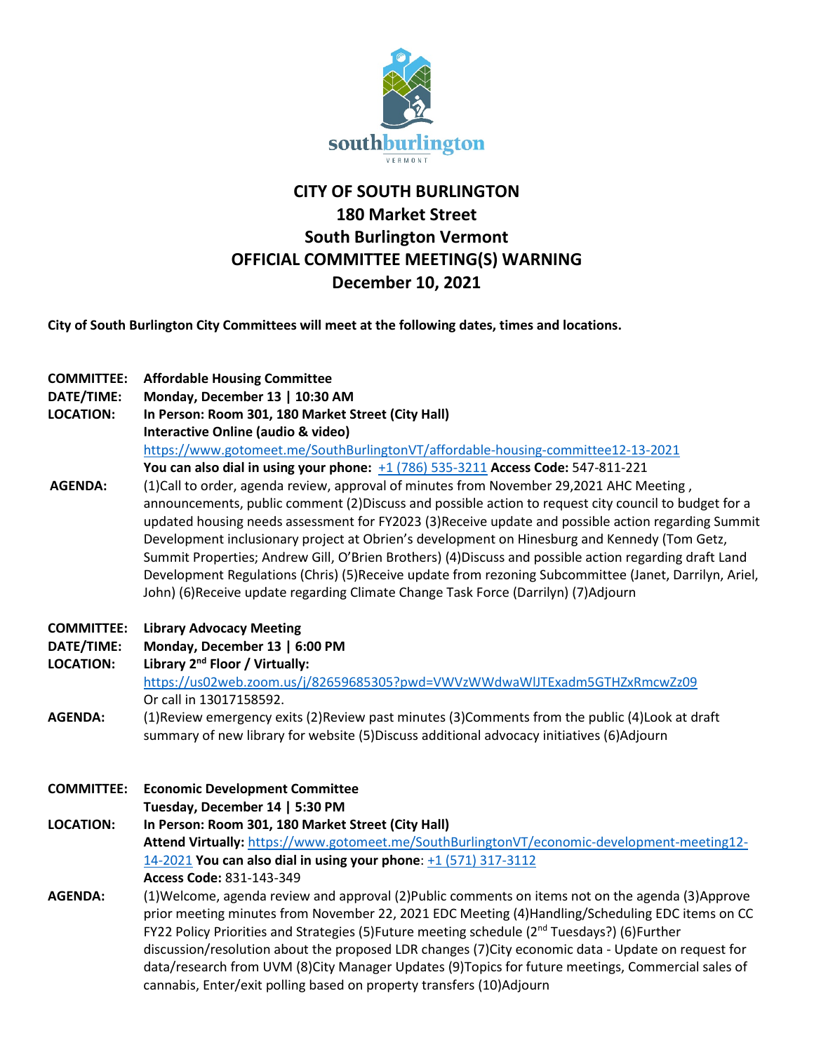southburlington
VERMONT

# CITY OF SOUTH BURLINGTON
## 180 Market Street
## South Burlington Vermont
## OFFICIAL COMMITTEE MEETING(S) WARNING
## December 10, 2021

**City of South Burlington City Committees will meet at the following dates, times and locations.**

**COMMITTEE:** **Affordable Housing Committee**
**DATE/TIME:** **Monday, December 13 | 10:30 AM**
**LOCATION:** **In Person: Room 301, 180 Market Street (City Hall)**
**Interactive Online (audio & video)**
https://www.gotomeet.me/SouthBurlingtonVT/affordable-housing-committee12-13-2021
**You can also dial in using your phone:** +1 (786) 535-3211 **Access Code:** 547-811-221

**AGENDA:** (1)Call to order, agenda review, approval of minutes from November 29,2021 AHC Meeting , announcements, public comment (2)Discuss and possible action to request city council to budget for a updated housing needs assessment for FY2023 (3)Receive update and possible action regarding Summit Development inclusionary project at Obrien's development on Hinesburg and Kennedy (Tom Getz, Summit Properties; Andrew Gill, O'Brien Brothers) (4)Discuss and possible action regarding draft Land Development Regulations (Chris) (5)Receive update from rezoning Subcommittee (Janet, Darrilyn, Ariel, John) (6)Receive update regarding Climate Change Task Force (Darrilyn) (7)Adjourn

**COMMITTEE:** **Library Advocacy Meeting**
**DATE/TIME:** **Monday, December 13 | 6:00 PM**
**LOCATION:** **Library 2nd Floor / Virtually:**
https://us02web.zoom.us/j/82659685305?pwd=VWVzWWdwaWlJTExadm5GTHZxRmcwZz09
Or call in 13017158592.

**AGENDA:** (1)Review emergency exits (2)Review past minutes (3)Comments from the public (4)Look at draft summary of new library for website (5)Discuss additional advocacy initiatives (6)Adjourn

**COMMITTEE:** **Economic Development Committee**
**Tuesday, December 14 | 5:30 PM**
**LOCATION:** **In Person: Room 301, 180 Market Street (City Hall)**
**Attend Virtually:** https://www.gotomeet.me/SouthBurlingtonVT/economic-development-meeting12-14-2021 **You can also dial in using your phone**: +1 (571) 317-3112
**Access Code:** 831-143-349

**AGENDA:** (1)Welcome, agenda review and approval (2)Public comments on items not on the agenda (3)Approve prior meeting minutes from November 22, 2021 EDC Meeting (4)Handling/Scheduling EDC items on CC FY22 Policy Priorities and Strategies (5)Future meeting schedule (2nd Tuesdays?) (6)Further discussion/resolution about the proposed LDR changes (7)City economic data - Update on request for data/research from UVM (8)City Manager Updates (9)Topics for future meetings, Commercial sales of cannabis, Enter/exit polling based on property transfers (10)Adjourn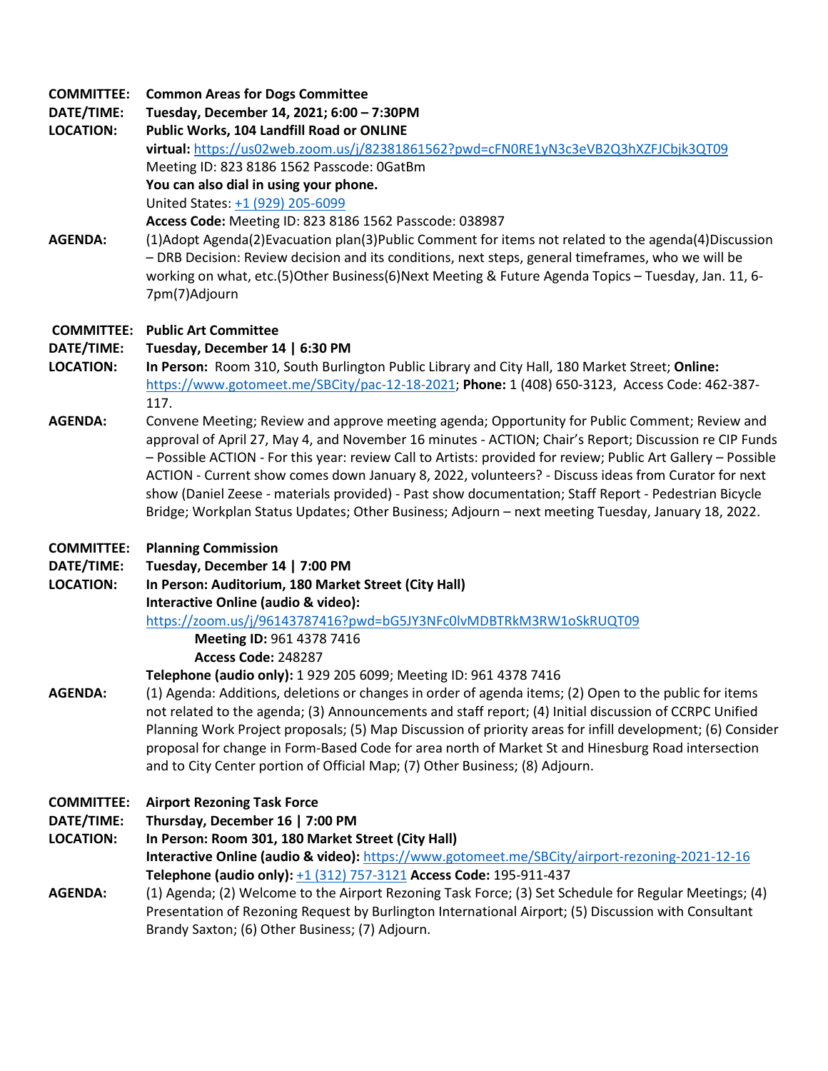**COMMITTEE:** **Common Areas for Dogs Committee**
**DATE/TIME:** **Tuesday, December 14, 2021; 6:00 – 7:30PM**
**LOCATION:** **Public Works, 104 Landfill Road or ONLINE**
**virtual:** https://us02web.zoom.us/j/82381861562?pwd=cFN0RE1yN3c3eVB2Q3hXZFJCbjk3QT09
Meeting ID: 823 8186 1562 Passcode: 0GatBm
**You can also dial in using your phone.**
United States: +1 (929) 205-6099
**Access Code:** Meeting ID: 823 8186 1562 Passcode: 038987
**AGENDA:** (1)Adopt Agenda(2)Evacuation plan(3)Public Comment for items not related to the agenda(4)Discussion – DRB Decision: Review decision and its conditions, next steps, general timeframes, who we will be working on what, etc.(5)Other Business(6)Next Meeting & Future Agenda Topics – Tuesday, Jan. 11, 6-7pm(7)Adjourn

**COMMITTEE:** **Public Art Committee**
**DATE/TIME:** **Tuesday, December 14 | 6:30 PM**
**LOCATION:** **In Person:** Room 310, South Burlington Public Library and City Hall, 180 Market Street; **Online:** https://www.gotomeet.me/SBCity/pac-12-18-2021; **Phone:** 1 (408) 650-3123, Access Code: 462-387-117.
**AGENDA:** Convene Meeting; Review and approve meeting agenda; Opportunity for Public Comment; Review and approval of April 27, May 4, and November 16 minutes - ACTION; Chair's Report; Discussion re CIP Funds – Possible ACTION - For this year: review Call to Artists: provided for review; Public Art Gallery – Possible ACTION - Current show comes down January 8, 2022, volunteers? - Discuss ideas from Curator for next show (Daniel Zeese - materials provided) - Past show documentation; Staff Report - Pedestrian Bicycle Bridge; Workplan Status Updates; Other Business; Adjourn – next meeting Tuesday, January 18, 2022.

**COMMITTEE:** **Planning Commission**
**DATE/TIME:** **Tuesday, December 14 | 7:00 PM**
**LOCATION:** **In Person: Auditorium, 180 Market Street (City Hall)**
**Interactive Online (audio & video):**
https://zoom.us/j/96143787416?pwd=bG5JY3NFc0lvMDBTRkM3RW1oSkRUQT09
**Meeting ID:** 961 4378 7416
**Access Code:** 248287
**Telephone (audio only):** 1 929 205 6099; Meeting ID: 961 4378 7416
**AGENDA:** (1) Agenda: Additions, deletions or changes in order of agenda items; (2) Open to the public for items not related to the agenda; (3) Announcements and staff report; (4) Initial discussion of CCRPC Unified Planning Work Project proposals; (5) Map Discussion of priority areas for infill development; (6) Consider proposal for change in Form-Based Code for area north of Market St and Hinesburg Road intersection and to City Center portion of Official Map; (7) Other Business; (8) Adjourn.

**COMMITTEE:** **Airport Rezoning Task Force**
**DATE/TIME:** **Thursday, December 16 | 7:00 PM**
**LOCATION:** **In Person: Room 301, 180 Market Street (City Hall)**
**Interactive Online (audio & video):** https://www.gotomeet.me/SBCity/airport-rezoning-2021-12-16
**Telephone (audio only):** +1 (312) 757-3121 **Access Code:** 195-911-437
**AGENDA:** (1) Agenda; (2) Welcome to the Airport Rezoning Task Force; (3) Set Schedule for Regular Meetings; (4) Presentation of Rezoning Request by Burlington International Airport; (5) Discussion with Consultant Brandy Saxton; (6) Other Business; (7) Adjourn.